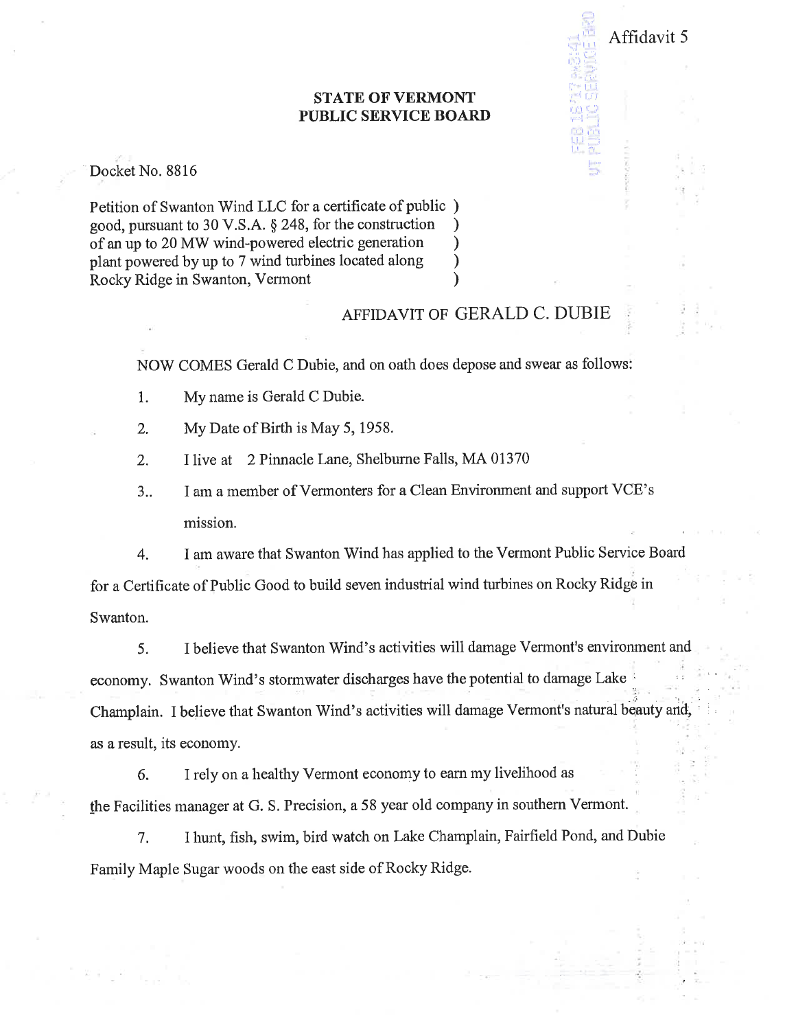Affidavit 5

**STATE OF VERMONT**
**PUBLIC SERVICE BOARD**

Docket No. 8816

Petition of Swanton Wind LLC for a certificate of public )
good, pursuant to 30 V.S.A. § 248, for the construction )
of an up to 20 MW wind-powered electric generation )
plant powered by up to 7 wind turbines located along )
Rocky Ridge in Swanton, Vermont )

AFFIDAVIT OF GERALD C. DUBIE

NOW COMES Gerald C Dubie, and on oath does depose and swear as follows:

1. My name is Gerald C Dubie.

2. My Date of Birth is May 5, 1958.

2. I live at 2 Pinnacle Lane, Shelburne Falls, MA 01370

3.. I am a member of Vermonters for a Clean Environment and support VCE's mission.

4. I am aware that Swanton Wind has applied to the Vermont Public Service Board for a Certificate of Public Good to build seven industrial wind turbines on Rocky Ridge in Swanton.

5. I believe that Swanton Wind's activities will damage Vermont's environment and economy. Swanton Wind's stormwater discharges have the potential to damage Lake Champlain. I believe that Swanton Wind's activities will damage Vermont's natural beauty and, as a result, its economy.

6. I rely on a healthy Vermont economy to earn my livelihood as the Facilities manager at G. S. Precision, a 58 year old company in southern Vermont.

7. I hunt, fish, swim, bird watch on Lake Champlain, Fairfield Pond, and Dubie Family Maple Sugar woods on the east side of Rocky Ridge.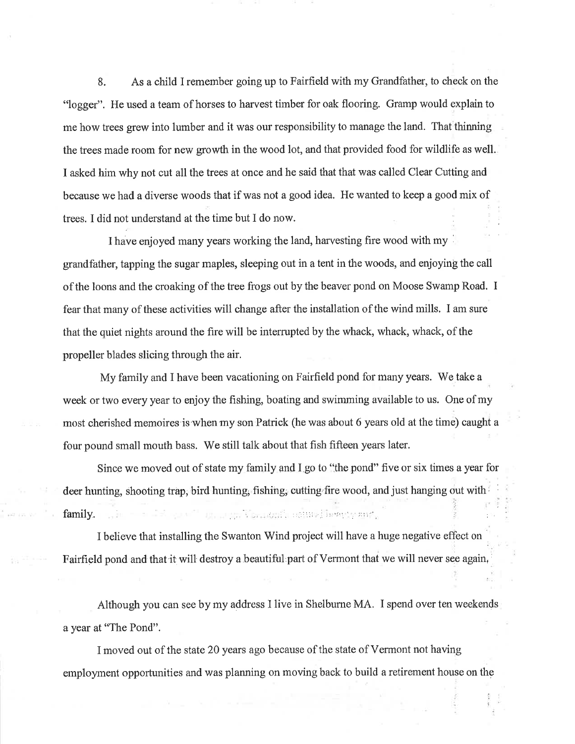8. As a child I remember going up to Fairfield with my Grandfather, to check on the "logger". He used a team of horses to harvest timber for oak flooring. Gramp would explain to me how trees grew into lumber and it was our responsibility to manage the land. That thinning the trees made room for new growth in the wood lot, and that provided food for wildlife as well. I asked him why not cut all the trees at once and he said that that was called Clear Cutting and because we had a diverse woods that if was not a good idea. He wanted to keep a good mix of trees. I did not understand at the time but I do now.

I have enjoyed many years working the land, harvesting fire wood with my grandfather, tapping the sugar maples, sleeping out in a tent in the woods, and enjoying the call of the loons and the croaking of the tree frogs out by the beaver pond on Moose Swamp Road. I fear that many of these activities will change after the installation of the wind mills. I am sure that the quiet nights around the fire will be interrupted by the whack, whack, whack, of the propeller blades slicing through the air.

My family and I have been vacationing on Fairfield pond for many years. We take a week or two every year to enjoy the fishing, boating and swimming available to us. One of my most cherished memoires is when my son Patrick (he was about 6 years old at the time) caught a four pound small mouth bass. We still talk about that fish fifteen years later.

Since we moved out of state my family and I go to "the pond" five or six times a year for deer hunting, shooting trap, bird hunting, fishing, cutting fire wood, and just hanging out with family.

I believe that installing the Swanton Wind project will have a huge negative effect on Fairfield pond and that it will destroy a beautiful part of Vermont that we will never see again.

Although you can see by my address I live in Shelburne MA. I spend over ten weekends a year at "The Pond".

I moved out of the state 20 years ago because of the state of Vermont not having employment opportunities and was planning on moving back to build a retirement house on the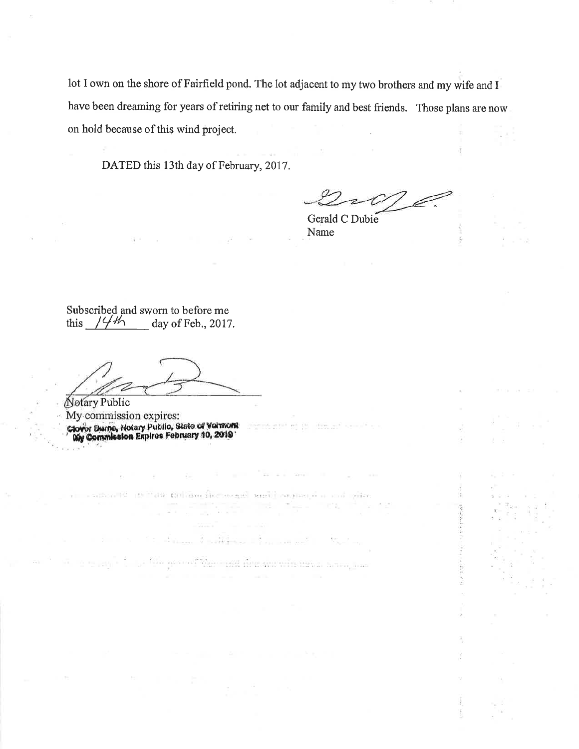lot I own on the shore of Fairfield pond. The lot adjacent to my two brothers and my wife and I have been dreaming for years of retiring net to our family and best friends. Those plans are now on hold because of this wind project.

DATED this 13th day of February, 2017.

Gerald C Dubie
Name

Subscribed and sworn to before me this 14th day of Feb., 2017.

Notary Public
My commission expires:
Clover Burne, Notary Public, State of Vermont
My Commission Expires February 10, 2019